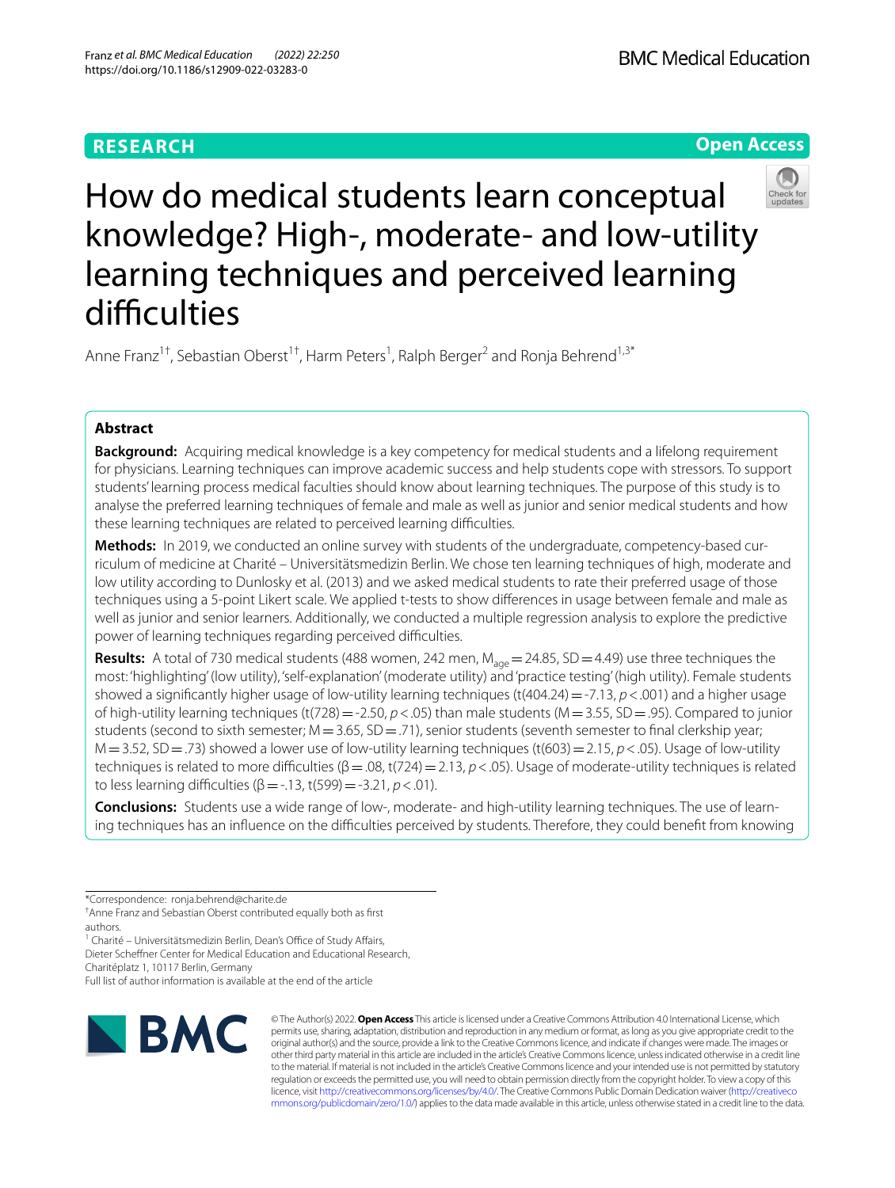RESEARCH

Open Access

# How do medical students learn conceptual knowledge? High-, moderate- and low-utility learning techniques and perceived learning difficulties

Anne Franz[1†], Sebastian Oberst[1†], Harm Peters[1], Ralph Berger[2] and Ronja Behrend[1,3*]

## Abstract

**Background:** Acquiring medical knowledge is a key competency for medical students and a lifelong requirement for physicians. Learning techniques can improve academic success and help students cope with stressors. To support students' learning process medical faculties should know about learning techniques. The purpose of this study is to analyse the preferred learning techniques of female and male as well as junior and senior medical students and how these learning techniques are related to perceived learning difficulties.

**Methods:** In 2019, we conducted an online survey with students of the undergraduate, competency-based curriculum of medicine at Charité – Universitätsmedizin Berlin. We chose ten learning techniques of high, moderate and low utility according to Dunlosky et al. (2013) and we asked medical students to rate their preferred usage of those techniques using a 5-point Likert scale. We applied t-tests to show differences in usage between female and male as well as junior and senior learners. Additionally, we conducted a multiple regression analysis to explore the predictive power of learning techniques regarding perceived difficulties.

**Results:** A total of 730 medical students (488 women, 242 men, $M_{age} = 24.85$, $SD = 4.49$) use three techniques the most: 'highlighting' (low utility), 'self-explanation' (moderate utility) and 'practice testing' (high utility). Female students showed a significantly higher usage of low-utility learning techniques ($t(404.24) = -7.13$, $p < .001$) and a higher usage of high-utility learning techniques ($t(728) = -2.50$, $p < .05$) than male students ($M = 3.55$, $SD = .95$). Compared to junior students (second to sixth semester; $M = 3.65$, $SD = .71$), senior students (seventh semester to final clerkship year; $M = 3.52$, $SD = .73$) showed a lower use of low-utility learning techniques ($t(603) = 2.15$, $p < .05$). Usage of low-utility techniques is related to more difficulties ($\beta = .08$, $t(724) = 2.13$, $p < .05$). Usage of moderate-utility techniques is related to less learning difficulties ($\beta = -.13$, $t(599) = -3.21$, $p < .01$).

**Conclusions:** Students use a wide range of low-, moderate- and high-utility learning techniques. The use of learning techniques has an influence on the difficulties perceived by students. Therefore, they could benefit from knowing

*Correspondence: ronja.behrend@charite.de

†Anne Franz and Sebastian Oberst contributed equally both as first authors.

[1] Charité – Universitätsmedizin Berlin, Dean's Office of Study Affairs, Dieter Scheffner Center for Medical Education and Educational Research, Charitéplatz 1, 10117 Berlin, Germany

Full list of author information is available at the end of the article

© The Author(s) 2022. **Open Access** This article is licensed under a Creative Commons Attribution 4.0 International License, which permits use, sharing, adaptation, distribution and reproduction in any medium or format, as long as you give appropriate credit to the original author(s) and the source, provide a link to the Creative Commons licence, and indicate if changes were made. The images or other third party material in this article are included in the article's Creative Commons licence, unless indicated otherwise in a credit line to the material. If material is not included in the article's Creative Commons licence and your intended use is not permitted by statutory regulation or exceeds the permitted use, you will need to obtain permission directly from the copyright holder. To view a copy of this licence, visit http://creativecommons.org/licenses/by/4.0/. The Creative Commons Public Domain Dedication waiver (http://creativecommons.org/publicdomain/zero/1.0/) applies to the data made available in this article, unless otherwise stated in a credit line to the data.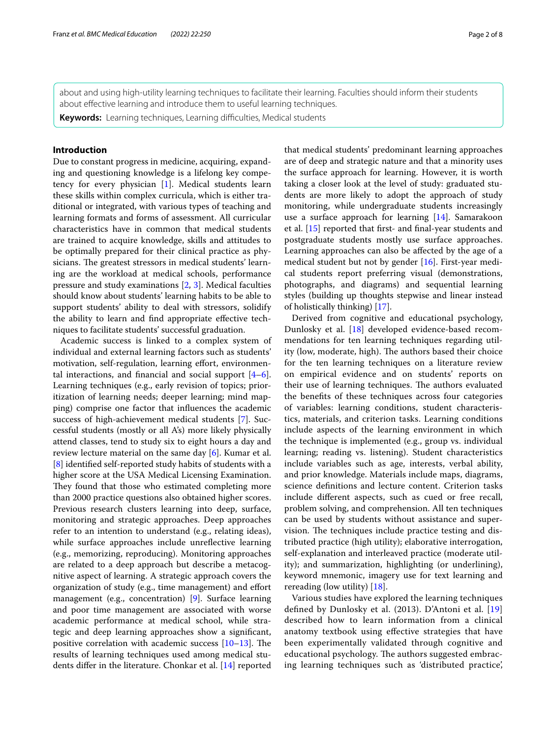about and using high-utility learning techniques to facilitate their learning. Faculties should inform their students about effective learning and introduce them to useful learning techniques.

**Keywords:** Learning techniques, Learning difficulties, Medical students

## Introduction

Due to constant progress in medicine, acquiring, expanding and questioning knowledge is a lifelong key competency for every physician [1]. Medical students learn these skills within complex curricula, which is either traditional or integrated, with various types of teaching and learning formats and forms of assessment. All curricular characteristics have in common that medical students are trained to acquire knowledge, skills and attitudes to be optimally prepared for their clinical practice as physicians. The greatest stressors in medical students' learning are the workload at medical schools, performance pressure and study examinations [2, 3]. Medical faculties should know about students' learning habits to be able to support students' ability to deal with stressors, solidify the ability to learn and find appropriate effective techniques to facilitate students' successful graduation.

Academic success is linked to a complex system of individual and external learning factors such as students' motivation, self-regulation, learning effort, environmental interactions, and financial and social support [4–6]. Learning techniques (e.g., early revision of topics; prioritization of learning needs; deeper learning; mind mapping) comprise one factor that influences the academic success of high-achievement medical students [7]. Successful students (mostly or all A's) more likely physically attend classes, tend to study six to eight hours a day and review lecture material on the same day [6]. Kumar et al. [8] identified self-reported study habits of students with a higher score at the USA Medical Licensing Examination. They found that those who estimated completing more than 2000 practice questions also obtained higher scores. Previous research clusters learning into deep, surface, monitoring and strategic approaches. Deep approaches refer to an intention to understand (e.g., relating ideas), while surface approaches include unreflective learning (e.g., memorizing, reproducing). Monitoring approaches are related to a deep approach but describe a metacognitive aspect of learning. A strategic approach covers the organization of study (e.g., time management) and effort management (e.g., concentration) [9]. Surface learning and poor time management are associated with worse academic performance at medical school, while strategic and deep learning approaches show a significant, positive correlation with academic success [10–13]. The results of learning techniques used among medical students differ in the literature. Chonkar et al. [14] reported that medical students' predominant learning approaches are of deep and strategic nature and that a minority uses the surface approach for learning. However, it is worth taking a closer look at the level of study: graduated students are more likely to adopt the approach of study monitoring, while undergraduate students increasingly use a surface approach for learning [14]. Samarakoon et al. [15] reported that first- and final-year students and postgraduate students mostly use surface approaches. Learning approaches can also be affected by the age of a medical student but not by gender [16]. First-year medical students report preferring visual (demonstrations, photographs, and diagrams) and sequential learning styles (building up thoughts stepwise and linear instead of holistically thinking) [17].

Derived from cognitive and educational psychology, Dunlosky et al. [18] developed evidence-based recommendations for ten learning techniques regarding utility (low, moderate, high). The authors based their choice for the ten learning techniques on a literature review on empirical evidence and on students' reports on their use of learning techniques. The authors evaluated the benefits of these techniques across four categories of variables: learning conditions, student characteristics, materials, and criterion tasks. Learning conditions include aspects of the learning environment in which the technique is implemented (e.g., group vs. individual learning; reading vs. listening). Student characteristics include variables such as age, interests, verbal ability, and prior knowledge. Materials include maps, diagrams, science definitions and lecture content. Criterion tasks include different aspects, such as cued or free recall, problem solving, and comprehension. All ten techniques can be used by students without assistance and supervision. The techniques include practice testing and distributed practice (high utility); elaborative interrogation, self-explanation and interleaved practice (moderate utility); and summarization, highlighting (or underlining), keyword mnemonic, imagery use for text learning and rereading (low utility) [18].

Various studies have explored the learning techniques defined by Dunlosky et al. (2013). D'Antoni et al. [19] described how to learn information from a clinical anatomy textbook using effective strategies that have been experimentally validated through cognitive and educational psychology. The authors suggested embracing learning techniques such as 'distributed practice',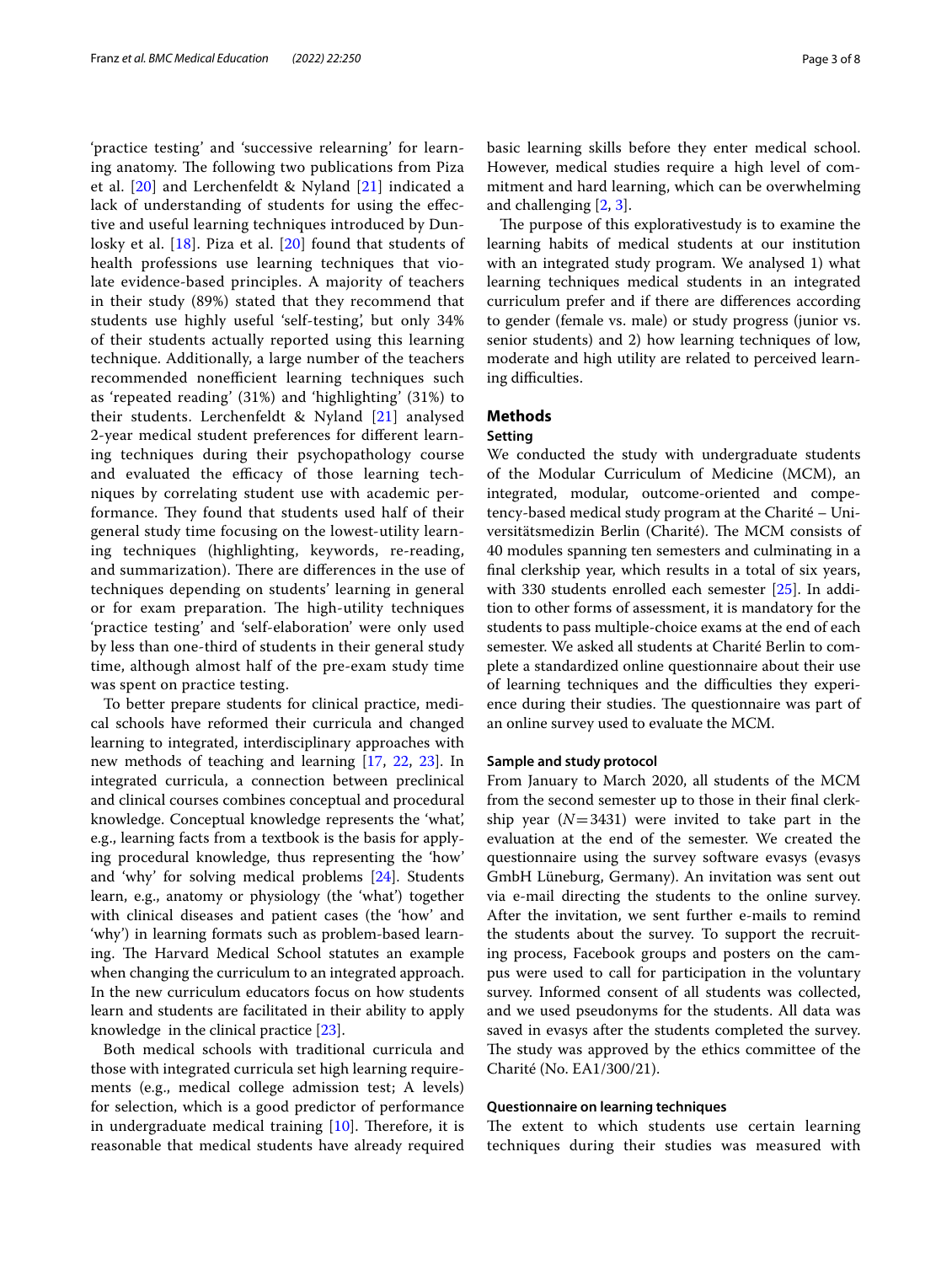'practice testing' and 'successive relearning' for learning anatomy. The following two publications from Piza et al. [20] and Lerchenfeldt & Nyland [21] indicated a lack of understanding of students for using the effective and useful learning techniques introduced by Dunlosky et al. [18]. Piza et al. [20] found that students of health professions use learning techniques that violate evidence-based principles. A majority of teachers in their study (89%) stated that they recommend that students use highly useful 'self-testing', but only 34% of their students actually reported using this learning technique. Additionally, a large number of the teachers recommended nonefficient learning techniques such as 'repeated reading' (31%) and 'highlighting' (31%) to their students. Lerchenfeldt & Nyland [21] analysed 2-year medical student preferences for different learning techniques during their psychopathology course and evaluated the efficacy of those learning techniques by correlating student use with academic performance. They found that students used half of their general study time focusing on the lowest-utility learning techniques (highlighting, keywords, re-reading, and summarization). There are differences in the use of techniques depending on students' learning in general or for exam preparation. The high-utility techniques 'practice testing' and 'self-elaboration' were only used by less than one-third of students in their general study time, although almost half of the pre-exam study time was spent on practice testing.

To better prepare students for clinical practice, medical schools have reformed their curricula and changed learning to integrated, interdisciplinary approaches with new methods of teaching and learning [17, 22, 23]. In integrated curricula, a connection between preclinical and clinical courses combines conceptual and procedural knowledge. Conceptual knowledge represents the 'what', e.g., learning facts from a textbook is the basis for applying procedural knowledge, thus representing the 'how' and 'why' for solving medical problems [24]. Students learn, e.g., anatomy or physiology (the 'what') together with clinical diseases and patient cases (the 'how' and 'why') in learning formats such as problem-based learning. The Harvard Medical School statutes an example when changing the curriculum to an integrated approach. In the new curriculum educators focus on how students learn and students are facilitated in their ability to apply knowledge in the clinical practice [23].

Both medical schools with traditional curricula and those with integrated curricula set high learning requirements (e.g., medical college admission test; A levels) for selection, which is a good predictor of performance in undergraduate medical training [10]. Therefore, it is reasonable that medical students have already required basic learning skills before they enter medical school. However, medical studies require a high level of commitment and hard learning, which can be overwhelming and challenging [2, 3].

The purpose of this explorativestudy is to examine the learning habits of medical students at our institution with an integrated study program. We analysed 1) what learning techniques medical students in an integrated curriculum prefer and if there are differences according to gender (female vs. male) or study progress (junior vs. senior students) and 2) how learning techniques of low, moderate and high utility are related to perceived learning difficulties.

## Methods

### Setting

We conducted the study with undergraduate students of the Modular Curriculum of Medicine (MCM), an integrated, modular, outcome-oriented and competency-based medical study program at the Charité – Universitätsmedizin Berlin (Charité). The MCM consists of 40 modules spanning ten semesters and culminating in a final clerkship year, which results in a total of six years, with 330 students enrolled each semester [25]. In addition to other forms of assessment, it is mandatory for the students to pass multiple-choice exams at the end of each semester. We asked all students at Charité Berlin to complete a standardized online questionnaire about their use of learning techniques and the difficulties they experience during their studies. The questionnaire was part of an online survey used to evaluate the MCM.

### Sample and study protocol

From January to March 2020, all students of the MCM from the second semester up to those in their final clerkship year ($N = 3431$) were invited to take part in the evaluation at the end of the semester. We created the questionnaire using the survey software evasys (evasys GmbH Lüneburg, Germany). An invitation was sent out via e-mail directing the students to the online survey. After the invitation, we sent further e-mails to remind the students about the survey. To support the recruiting process, Facebook groups and posters on the campus were used to call for participation in the voluntary survey. Informed consent of all students was collected, and we used pseudonyms for the students. All data was saved in evasys after the students completed the survey. The study was approved by the ethics committee of the Charité (No. EA1/300/21).

### Questionnaire on learning techniques

The extent to which students use certain learning techniques during their studies was measured with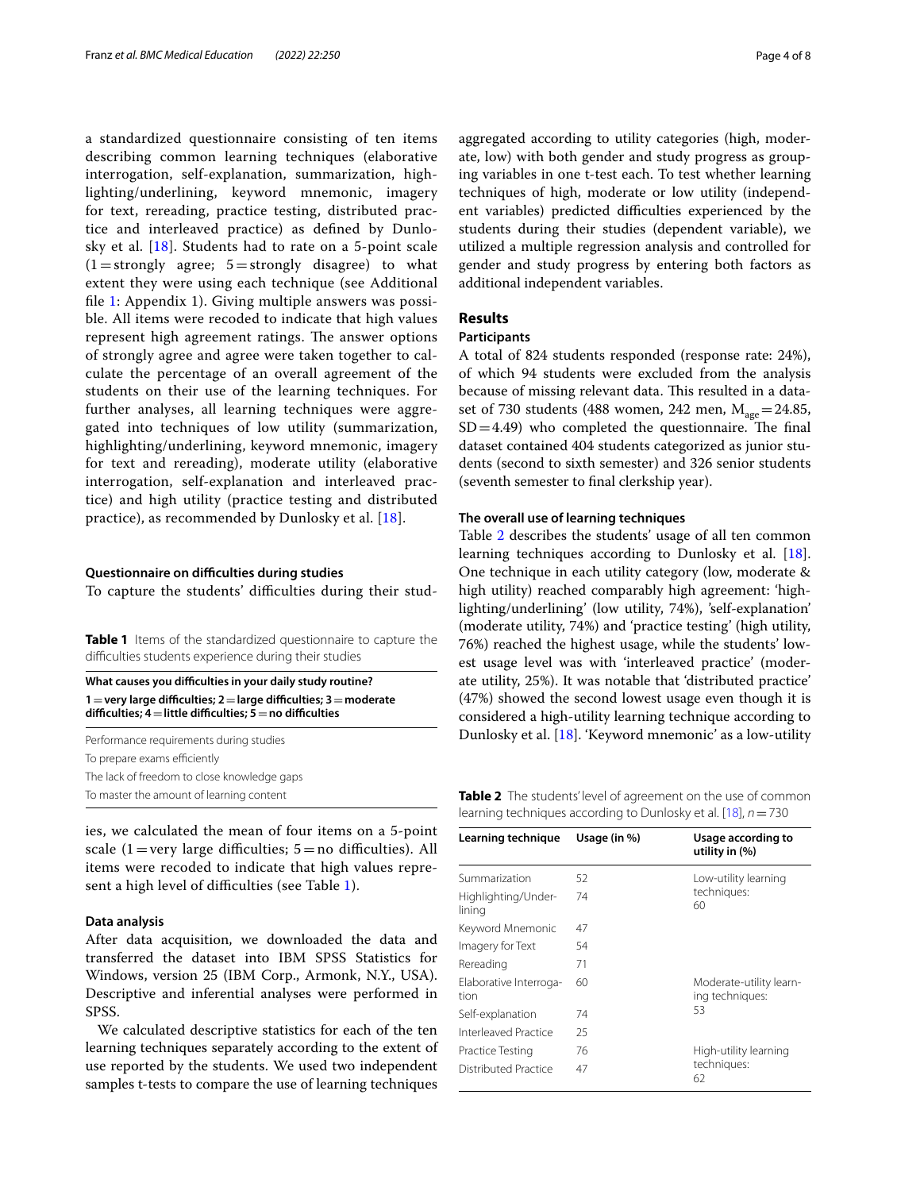a standardized questionnaire consisting of ten items describing common learning techniques (elaborative interrogation, self-explanation, summarization, highlighting/underlining, keyword mnemonic, imagery for text, rereading, practice testing, distributed practice and interleaved practice) as defined by Dunlosky et al. [18]. Students had to rate on a 5-point scale (1 = strongly agree; 5 = strongly disagree) to what extent they were using each technique (see Additional file 1: Appendix 1). Giving multiple answers was possible. All items were recoded to indicate that high values represent high agreement ratings. The answer options of strongly agree and agree were taken together to calculate the percentage of an overall agreement of the students on their use of the learning techniques. For further analyses, all learning techniques were aggregated into techniques of low utility (summarization, highlighting/underlining, keyword mnemonic, imagery for text and rereading), moderate utility (elaborative interrogation, self-explanation and interleaved practice) and high utility (practice testing and distributed practice), as recommended by Dunlosky et al. [18].

#### Questionnaire on difficulties during studies

To capture the students' difficulties during their studies, we calculated the mean of four items on a 5-point scale (1 = very large difficulties; 5 = no difficulties). All items were recoded to indicate that high values represent a high level of difficulties (see Table 1).

**Table 1** Items of the standardized questionnaire to capture the difficulties students experience during their studies

| **What causes you difficulties in your daily study routine?** **1 = very large difficulties; 2 = large difficulties; 3 = moderate difficulties; 4 = little difficulties; 5 = no difficulties** |
|---|
| Performance requirements during studies |
| To prepare exams efficiently |
| The lack of freedom to close knowledge gaps |
| To master the amount of learning content |

#### Data analysis

After data acquisition, we downloaded the data and transferred the dataset into IBM SPSS Statistics for Windows, version 25 (IBM Corp., Armonk, N.Y., USA). Descriptive and inferential analyses were performed in SPSS.

We calculated descriptive statistics for each of the ten learning techniques separately according to the extent of use reported by the students. We used two independent samples t-tests to compare the use of learning techniques aggregated according to utility categories (high, moderate, low) with both gender and study progress as grouping variables in one t-test each. To test whether learning techniques of high, moderate or low utility (independent variables) predicted difficulties experienced by the students during their studies (dependent variable), we utilized a multiple regression analysis and controlled for gender and study progress by entering both factors as additional independent variables.

## Results

### Participants

A total of 824 students responded (response rate: 24%), of which 94 students were excluded from the analysis because of missing relevant data. This resulted in a dataset of 730 students (488 women, 242 men, $M_{age} = 24.85$, $SD = 4.49$) who completed the questionnaire. The final dataset contained 404 students categorized as junior students (second to sixth semester) and 326 senior students (seventh semester to final clerkship year).

#### The overall use of learning techniques

Table 2 describes the students' usage of all ten common learning techniques according to Dunlosky et al. [18]. One technique in each utility category (low, moderate & high utility) reached comparably high agreement: 'highlighting/underlining' (low utility, 74%), 'self-explanation' (moderate utility, 74%) and 'practice testing' (high utility, 76%) reached the highest usage, while the students' lowest usage level was with 'interleaved practice' (moderate utility, 25%). It was notable that 'distributed practice' (47%) showed the second lowest usage even though it is considered a high-utility learning technique according to Dunlosky et al. [18]. 'Keyword mnemonic' as a low-utility

**Table 2** The students' level of agreement on the use of common learning techniques according to Dunlosky et al. [18], $n = 730$

| Learning technique | Usage (in %) | Usage according to utility in (%) |
|---|---|---|
| Summarization | 52 | Low-utility learning techniques: 60 |
| Highlighting/Underlining | 74 | |
| Keyword Mnemonic | 47 | |
| Imagery for Text | 54 | |
| Rereading | 71 | |
| Elaborative Interrogation | 60 | Moderate-utility learning techniques: 53 |
| Self-explanation | 74 | |
| Interleaved Practice | 25 | |
| Practice Testing | 76 | High-utility learning techniques: 62 |
| Distributed Practice | 47 | |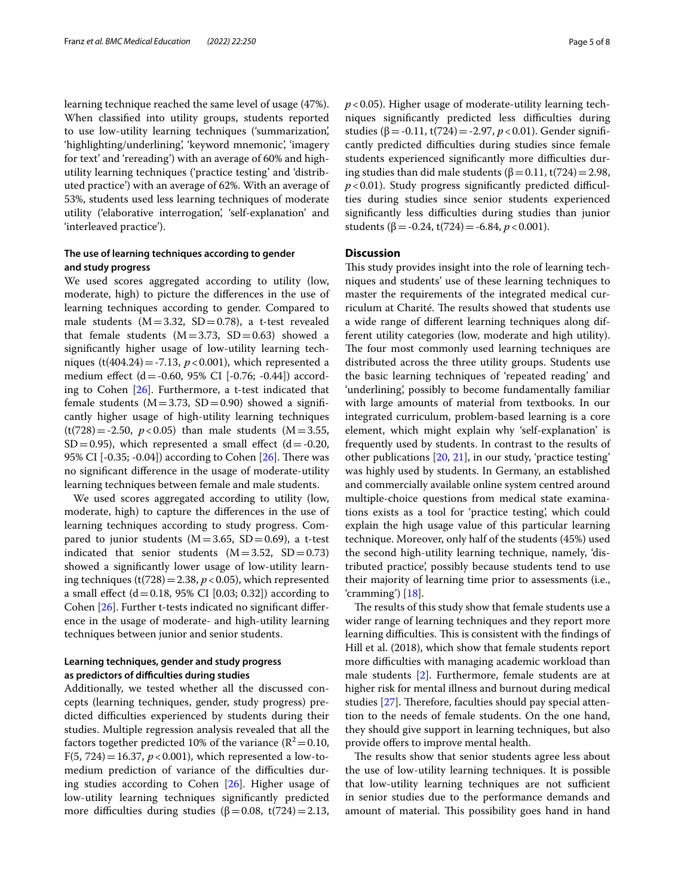learning technique reached the same level of usage (47%). When classified into utility groups, students reported to use low-utility learning techniques ('summarization', 'highlighting/underlining', 'keyword mnemonic', 'imagery for text' and 'rereading') with an average of 60% and high-utility learning techniques ('practice testing' and 'distributed practice') with an average of 62%. With an average of 53%, students used less learning techniques of moderate utility ('elaborative interrogation', 'self-explanation' and 'interleaved practice').

### The use of learning techniques according to gender and study progress

We used scores aggregated according to utility (low, moderate, high) to picture the differences in the use of learning techniques according to gender. Compared to male students ($M = 3.32$, $SD = 0.78$), a t-test revealed that female students ($M = 3.73$, $SD = 0.63$) showed a significantly higher usage of low-utility learning techniques ($t(404.24) = -7.13$, $p < 0.001$), which represented a medium effect ($d = -0.60$, 95% CI [-0.76; -0.44]) according to Cohen [26]. Furthermore, a t-test indicated that female students ($M = 3.73$, $SD = 0.90$) showed a significantly higher usage of high-utility learning techniques ($t(728) = -2.50$, $p < 0.05$) than male students ($M = 3.55$, $SD = 0.95$), which represented a small effect ($d = -0.20$, 95% CI [-0.35; -0.04]) according to Cohen [26]. There was no significant difference in the usage of moderate-utility learning techniques between female and male students.

We used scores aggregated according to utility (low, moderate, high) to capture the differences in the use of learning techniques according to study progress. Compared to junior students ($M = 3.65$, $SD = 0.69$), a t-test indicated that senior students ($M = 3.52$, $SD = 0.73$) showed a significantly lower usage of low-utility learning techniques ($t(728) = 2.38$, $p < 0.05$), which represented a small effect ($d = 0.18$, 95% CI [0.03; 0.32]) according to Cohen [26]. Further t-tests indicated no significant difference in the usage of moderate- and high-utility learning techniques between junior and senior students.

### Learning techniques, gender and study progress as predictors of difficulties during studies

Additionally, we tested whether all the discussed concepts (learning techniques, gender, study progress) predicted difficulties experienced by students during their studies. Multiple regression analysis revealed that all the factors together predicted 10% of the variance ($R^2 = 0.10$, $F(5, 724) = 16.37$, $p < 0.001$), which represented a low-to-medium prediction of variance of the difficulties during studies according to Cohen [26]. Higher usage of low-utility learning techniques significantly predicted more difficulties during studies ($\beta = 0.08$, $t(724) = 2.13$, $p < 0.05$). Higher usage of moderate-utility learning techniques significantly predicted less difficulties during studies ($\beta = -0.11$, $t(724) = -2.97$, $p < 0.01$). Gender significantly predicted difficulties during studies since female students experienced significantly more difficulties during studies than did male students ($\beta = 0.11$, $t(724) = 2.98$, $p < 0.01$). Study progress significantly predicted difficulties during studies since senior students experienced significantly less difficulties during studies than junior students ($\beta = -0.24$, $t(724) = -6.84$, $p < 0.001$).

## Discussion

This study provides insight into the role of learning techniques and students' use of these learning techniques to master the requirements of the integrated medical curriculum at Charité. The results showed that students use a wide range of different learning techniques along different utility categories (low, moderate and high utility). The four most commonly used learning techniques are distributed across the three utility groups. Students use the basic learning techniques of 'repeated reading' and 'underlining', possibly to become fundamentally familiar with large amounts of material from textbooks. In our integrated curriculum, problem-based learning is a core element, which might explain why 'self-explanation' is frequently used by students. In contrast to the results of other publications [20, 21], in our study, 'practice testing' was highly used by students. In Germany, an established and commercially available online system centred around multiple-choice questions from medical state examinations exists as a tool for 'practice testing', which could explain the high usage value of this particular learning technique. Moreover, only half of the students (45%) used the second high-utility learning technique, namely, 'distributed practice', possibly because students tend to use their majority of learning time prior to assessments (i.e., 'cramming') [18].

The results of this study show that female students use a wider range of learning techniques and they report more learning difficulties. This is consistent with the findings of Hill et al. (2018), which show that female students report more difficulties with managing academic workload than male students [2]. Furthermore, female students are at higher risk for mental illness and burnout during medical studies [27]. Therefore, faculties should pay special attention to the needs of female students. On the one hand, they should give support in learning techniques, but also provide offers to improve mental health.

The results show that senior students agree less about the use of low-utility learning techniques. It is possible that low-utility learning techniques are not sufficient in senior studies due to the performance demands and amount of material. This possibility goes hand in hand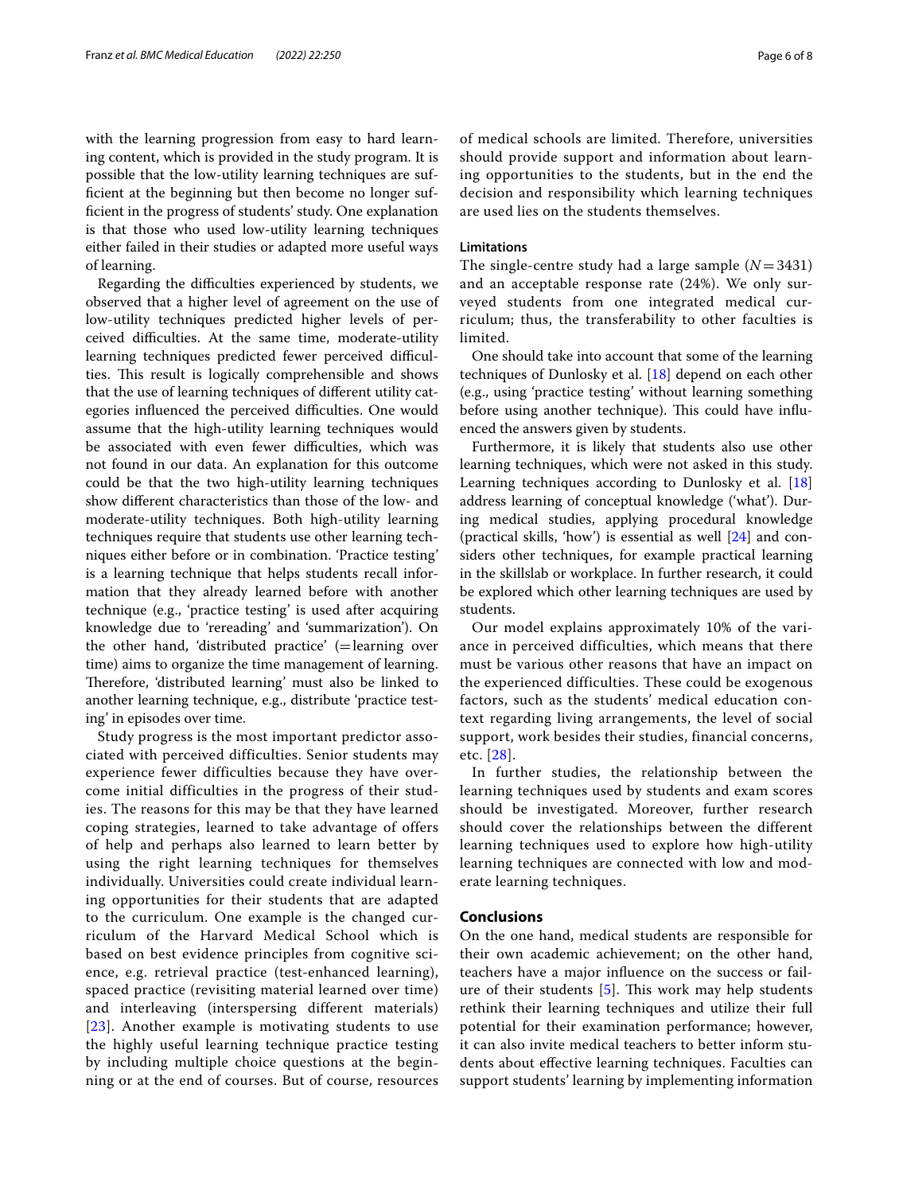with the learning progression from easy to hard learning content, which is provided in the study program. It is possible that the low-utility learning techniques are sufficient at the beginning but then become no longer sufficient in the progress of students' study. One explanation is that those who used low-utility learning techniques either failed in their studies or adapted more useful ways of learning.

Regarding the difficulties experienced by students, we observed that a higher level of agreement on the use of low-utility techniques predicted higher levels of perceived difficulties. At the same time, moderate-utility learning techniques predicted fewer perceived difficulties. This result is logically comprehensible and shows that the use of learning techniques of different utility categories influenced the perceived difficulties. One would assume that the high-utility learning techniques would be associated with even fewer difficulties, which was not found in our data. An explanation for this outcome could be that the two high-utility learning techniques show different characteristics than those of the low- and moderate-utility techniques. Both high-utility learning techniques require that students use other learning techniques either before or in combination. 'Practice testing' is a learning technique that helps students recall information that they already learned before with another technique (e.g., 'practice testing' is used after acquiring knowledge due to 'rereading' and 'summarization'). On the other hand, 'distributed practice' (=learning over time) aims to organize the time management of learning. Therefore, 'distributed learning' must also be linked to another learning technique, e.g., distribute 'practice testing' in episodes over time.

Study progress is the most important predictor associated with perceived difficulties. Senior students may experience fewer difficulties because they have overcome initial difficulties in the progress of their studies. The reasons for this may be that they have learned coping strategies, learned to take advantage of offers of help and perhaps also learned to learn better by using the right learning techniques for themselves individually. Universities could create individual learning opportunities for their students that are adapted to the curriculum. One example is the changed curriculum of the Harvard Medical School which is based on best evidence principles from cognitive science, e.g. retrieval practice (test-enhanced learning), spaced practice (revisiting material learned over time) and interleaving (interspersing different materials) [23]. Another example is motivating students to use the highly useful learning technique practice testing by including multiple choice questions at the beginning or at the end of courses. But of course, resources of medical schools are limited. Therefore, universities should provide support and information about learning opportunities to the students, but in the end the decision and responsibility which learning techniques are used lies on the students themselves.

### Limitations

The single-centre study had a large sample ($N = 3431$) and an acceptable response rate (24%). We only surveyed students from one integrated medical curriculum; thus, the transferability to other faculties is limited.

One should take into account that some of the learning techniques of Dunlosky et al. [18] depend on each other (e.g., using 'practice testing' without learning something before using another technique). This could have influenced the answers given by students.

Furthermore, it is likely that students also use other learning techniques, which were not asked in this study. Learning techniques according to Dunlosky et al. [18] address learning of conceptual knowledge ('what'). During medical studies, applying procedural knowledge (practical skills, 'how') is essential as well [24] and considers other techniques, for example practical learning in the skillslab or workplace. In further research, it could be explored which other learning techniques are used by students.

Our model explains approximately 10% of the variance in perceived difficulties, which means that there must be various other reasons that have an impact on the experienced difficulties. These could be exogenous factors, such as the students' medical education context regarding living arrangements, the level of social support, work besides their studies, financial concerns, etc. [28].

In further studies, the relationship between the learning techniques used by students and exam scores should be investigated. Moreover, further research should cover the relationships between the different learning techniques used to explore how high-utility learning techniques are connected with low and moderate learning techniques.

## Conclusions

On the one hand, medical students are responsible for their own academic achievement; on the other hand, teachers have a major influence on the success or failure of their students [5]. This work may help students rethink their learning techniques and utilize their full potential for their examination performance; however, it can also invite medical teachers to better inform students about effective learning techniques. Faculties can support students' learning by implementing information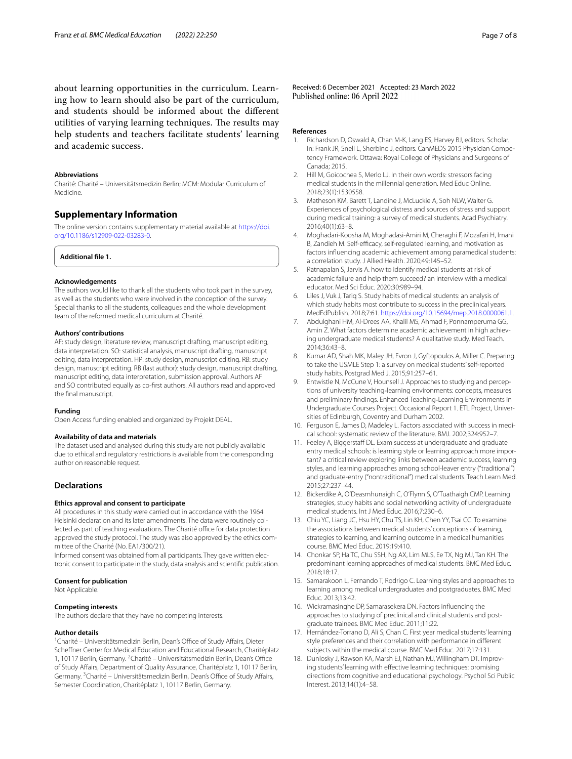about learning opportunities in the curriculum. Learning how to learn should also be part of the curriculum, and students should be informed about the different utilities of varying learning techniques. The results may help students and teachers facilitate students' learning and academic success.

#### Abbreviations
Charité: Charité – Universitätsmedizin Berlin; MCM: Modular Curriculum of Medicine.

## Supplementary Information

The online version contains supplementary material available at https://doi.org/10.1186/s12909-022-03283-0.

**Additional file 1.**

#### Acknowledgements
The authors would like to thank all the students who took part in the survey, as well as the students who were involved in the conception of the survey. Special thanks to all the students, colleagues and the whole development team of the reformed medical curriculum at Charité.

#### Authors' contributions
AF: study design, literature review, manuscript drafting, manuscript editing, data interpretation. SO: statistical analysis, manuscript drafting, manuscript editing, data interpretation. HP: study design, manuscript editing. RB: study design, manuscript editing. RB (last author): study design, manuscript drafting, manuscript editing, data interpretation, submission approval. Authors AF and SO contributed equally as co-first authors. All authors read and approved the final manuscript.

#### Funding
Open Access funding enabled and organized by Projekt DEAL.

#### Availability of data and materials
The dataset used and analysed during this study are not publicly available due to ethical and regulatory restrictions is available from the corresponding author on reasonable request.

### Declarations

#### Ethics approval and consent to participate
All procedures in this study were carried out in accordance with the 1964 Helsinki declaration and its later amendments. The data were routinely collected as part of teaching evaluations. The Charité office for data protection approved the study protocol. The study was also approved by the ethics committee of the Charité (No. EA1/300/21).
Informed consent was obtained from all participants. They gave written electronic consent to participate in the study, data analysis and scientific publication.

#### Consent for publication
Not Applicable.

#### Competing interests
The authors declare that they have no competing interests.

#### Author details
[1]Charité – Universitätsmedizin Berlin, Dean's Office of Study Affairs, Dieter Scheffner Center for Medical Education and Educational Research, Charitéplatz 1, 10117 Berlin, Germany. [2]Charité – Universitätsmedizin Berlin, Dean's Office of Study Affairs, Department of Quality Assurance, Charitéplatz 1, 10117 Berlin, Germany. [3]Charité – Universitätsmedizin Berlin, Dean's Office of Study Affairs, Semester Coordination, Charitéplatz 1, 10117 Berlin, Germany.

Received: 6 December 2021 Accepted: 23 March 2022
Published online: 06 April 2022

#### References

1. Richardson D, Oswald A, Chan M-K, Lang ES, Harvey BJ, editors. Scholar. In: Frank JR, Snell L, Sherbino J, editors. CanMEDS 2015 Physician Competency Framework. Ottawa: Royal College of Physicians and Surgeons of Canada; 2015.
2. Hill M, Goicochea S, Merlo LJ. In their own words: stressors facing medical students in the millennial generation. Med Educ Online. 2018;23(1):1530558.
3. Matheson KM, Barett T, Landine J, McLuckie A, Soh NLW, Walter G. Experiences of psychological distress and sources of stress and support during medical training: a survey of medical students. Acad Psychiatry. 2016;40(1):63–8.
4. Moghadari-Koosha M, Moghadasi-Amiri M, Cheraghi F, Mozafari H, Imani B, Zandieh M. Self-efficacy, self-regulated learning, and motivation as factors influencing academic achievement among paramedical students: a correlation study. J Allied Health. 2020;49:145–52.
5. Ratnapalan S, Jarvis A. how to identify medical students at risk of academic failure and help them succeed? an interview with a medical educator. Med Sci Educ. 2020;30:989–94.
6. Liles J, Vuk J, Tariq S. Study habits of medical students: an analysis of which study habits most contribute to success in the preclinical years. MedEdPublish. 2018;7:61. https://doi.org/10.15694/mep.2018.0000061.1.
7. Abdulghani HM, Al-Drees AA, Khalil MS, Ahmad F, Ponnamperuma GG, Amin Z. What factors determine academic achievement in high achieving undergraduate medical students? A qualitative study. Med Teach. 2014;36:43–8.
8. Kumar AD, Shah MK, Maley JH, Evron J, Gyftopoulos A, Miller C. Preparing to take the USMLE Step 1: a survey on medical students' self-reported study habits. Postgrad Med J. 2015;91:257–61.
9. Entwistle N, McCune V, Hounsell J. Approaches to studying and perceptions of university teaching-learning environments: concepts, measures and preliminary findings. Enhanced Teaching-Learning Environments in Undergraduate Courses Project. Occasional Report 1. ETL Project, Universities of Edinburgh, Coventry and Durham 2002.
10. Ferguson E, James D, Madeley L. Factors associated with success in medical school: systematic review of the literature. BMJ. 2002;324:952–7.
11. Feeley A, Biggerstaff DL. Exam success at undergraduate and graduate entry medical schools: is learning style or learning approach more important? a critical review exploring links between academic success, learning styles, and learning approaches among school-leaver entry ("traditional") and graduate-entry ("nontraditional") medical students. Teach Learn Med. 2015;27:237–44.
12. Bickerdike A, O'Deasmhunaigh C, O'Flynn S, O'Tuathaigh CMP. Learning strategies, study habits and social networking activity of undergraduate medical students. Int J Med Educ. 2016;7:230–6.
13. Chiu YC, Liang JC, Hsu HY, Chu TS, Lin KH, Chen YY, Tsai CC. To examine the associations between medical students' conceptions of learning, strategies to learning, and learning outcome in a medical humanities course. BMC Med Educ. 2019;19:410.
14. Chonkar SP, Ha TC, Chu SSH, Ng AX, Lim MLS, Ee TX, Ng MJ, Tan KH. The predominant learning approaches of medical students. BMC Med Educ. 2018;18:17.
15. Samarakoon L, Fernando T, Rodrigo C. Learning styles and approaches to learning among medical undergraduates and postgraduates. BMC Med Educ. 2013;13:42.
16. Wickramasinghe DP, Samarasekera DN. Factors influencing the approaches to studying of preclinical and clinical students and postgraduate trainees. BMC Med Educ. 2011;11:22.
17. Hernández-Torrano D, Ali S, Chan C. First year medical students' learning style preferences and their correlation with performance in different subjects within the medical course. BMC Med Educ. 2017;17:131.
18. Dunlosky J, Rawson KA, Marsh EJ, Nathan MJ, Willingham DT. Improving students' learning with effective learning techniques: promising directions from cognitive and educational psychology. Psychol Sci Public Interest. 2013;14(1):4–58.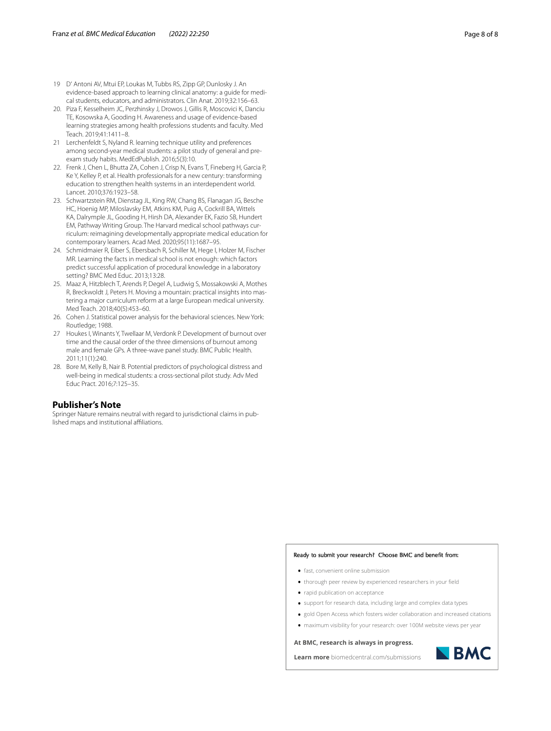19 D' Antoni AV, Mtui EP, Loukas M, Tubbs RS, Zipp GP, Dunlosky J. An evidence-based approach to learning clinical anatomy: a guide for medical students, educators, and administrators. Clin Anat. 2019;32:156–63.
20. Piza F, Kesselheim JC, Perzhinsky J, Drowos J, Gillis R, Moscovici K, Danciu TE, Kosowska A, Gooding H. Awareness and usage of evidence-based learning strategies among health professions students and faculty. Med Teach. 2019;41:1411–8.
21 Lerchenfeldt S, Nyland R. learning technique utility and preferences among second-year medical students: a pilot study of general and pre-exam study habits. MedEdPublish. 2016;5(3):10.
22. Frenk J, Chen L, Bhutta ZA, Cohen J, Crisp N, Evans T, Fineberg H, Garcia P, Ke Y, Kelley P, et al. Health professionals for a new century: transforming education to strengthen health systems in an interdependent world. Lancet. 2010;376:1923–58.
23. Schwartzstein RM, Dienstag JL, King RW, Chang BS, Flanagan JG, Besche HC, Hoenig MP, Miloslavsky EM, Atkins KM, Puig A, Cockrill BA, Wittels KA, Dalrymple JL, Gooding H, Hirsh DA, Alexander EK, Fazio SB, Hundert EM, Pathway Writing Group. The Harvard medical school pathways curriculum: reimagining developmentally appropriate medical education for contemporary learners. Acad Med. 2020;95(11):1687–95.
24. Schmidmaier R, Eiber S, Ebersbach R, Schiller M, Hege I, Holzer M, Fischer MR. Learning the facts in medical school is not enough: which factors predict successful application of procedural knowledge in a laboratory setting? BMC Med Educ. 2013;13:28.
25. Maaz A, Hitzblech T, Arends P, Degel A, Ludwig S, Mossakowski A, Mothes R, Breckwoldt J, Peters H. Moving a mountain: practical insights into mastering a major curriculum reform at a large European medical university. Med Teach. 2018;40(5):453–60.
26. Cohen J. Statistical power analysis for the behavioral sciences. New York: Routledge; 1988.
27 Houkes I, Winants Y, Twellaar M, Verdonk P. Development of burnout over time and the causal order of the three dimensions of burnout among male and female GPs. A three-wave panel study. BMC Public Health. 2011;11(1):240.
28. Bore M, Kelly B, Nair B. Potential predictors of psychological distress and well-being in medical students: a cross-sectional pilot study. Adv Med Educ Pract. 2016;7:125–35.

## Publisher's Note

Springer Nature remains neutral with regard to jurisdictional claims in published maps and institutional affiliations.

Ready to submit your research? Choose BMC and benefit from:

- fast, convenient online submission
- thorough peer review by experienced researchers in your field
- rapid publication on acceptance
- support for research data, including large and complex data types
- gold Open Access which fosters wider collaboration and increased citations
- maximum visibility for your research: over 100M website views per year

**At BMC, research is always in progress.**

**Learn more** biomedcentral.com/submissions

BMC